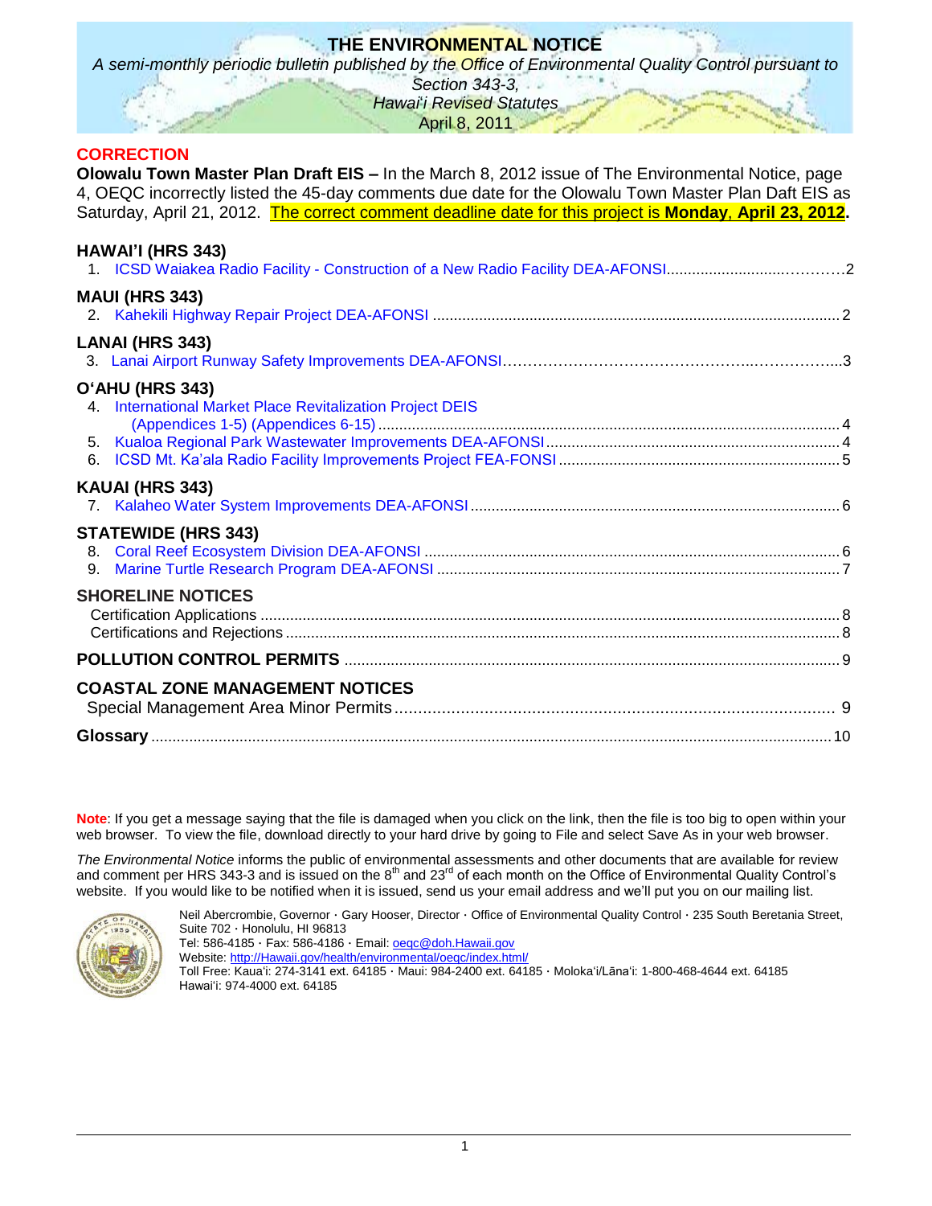# THE ENVIRONMENTAL NOTICE

*A semi-monthly periodic bulletin published by the Office of Environmental Quality Control pursuant to Section 343-3, Hawai'i Revised Statutes*

April 8, 2011

## CORRECTION

**Olowalu Town Master Plan Draft EIS –** In the March 8, 2012 issue of The Environmental Notice, page 4, OEQC incorrectly listed the 45-day comments due date for the Olowalu Town Master Plan Daft EIS as Saturday, April 21, 2012. The correct comment deadline date for this project is **Monday**, **April 23, 2012**.

**HAWAI'I (HRS 343)**
1. ICSD Waiakea Radio Facility - Construction of a New Radio Facility DEA-AFONSI ............ 2

**MAUI (HRS 343)**
2. Kahekili Highway Repair Project DEA-AFONSI ............ 2

**LANAI (HRS 343)**
3. Lanai Airport Runway Safety Improvements DEA-AFONSI ............ 3

**O'AHU (HRS 343)**
4. International Market Place Revitalization Project DEIS (Appendices 1-5) (Appendices 6-15) ............ 4
5. Kualoa Regional Park Wastewater Improvements DEA-AFONSI ............ 4
6. ICSD Mt. Ka'ala Radio Facility Improvements Project FEA-FONSI ............ 5

**KAUAI (HRS 343)**
7. Kalaheo Water System Improvements DEA-AFONSI ............ 6

**STATEWIDE (HRS 343)**
8. Coral Reef Ecosystem Division DEA-AFONSI ............ 6
9. Marine Turtle Research Program DEA-AFONSI ............ 7

**SHORELINE NOTICES**
- Certification Applications ............ 8
- Certifications and Rejections ............ 8

**POLLUTION CONTROL PERMITS** ............ 9

**COASTAL ZONE MANAGEMENT NOTICES**
- Special Management Area Minor Permits ............ 9

**Glossary** ............ 10

**Note**: If you get a message saying that the file is damaged when you click on the link, then the file is too big to open within your web browser. To view the file, download directly to your hard drive by going to File and select Save As in your web browser.

*The Environmental Notice* informs the public of environmental assessments and other documents that are available for review and comment per HRS 343-3 and is issued on the 8th and 23rd of each month on the Office of Environmental Quality Control's website. If you would like to be notified when it is issued, send us your email address and we'll put you on our mailing list.

Neil Abercrombie, Governor · Gary Hooser, Director · Office of Environmental Quality Control · 235 South Beretania Street, Suite 702 · Honolulu, HI 96813
Tel: 586-4185 · Fax: 586-4186 · Email: oeqc@doh.Hawaii.gov
Website: http://Hawaii.gov/health/environmental/oeqc/index.html/
Toll Free: Kaua'i: 274-3141 ext. 64185 · Maui: 984-2400 ext. 64185 · Moloka'i/Lāna'i: 1-800-468-4644 ext. 64185
Hawai'i: 974-4000 ext. 64185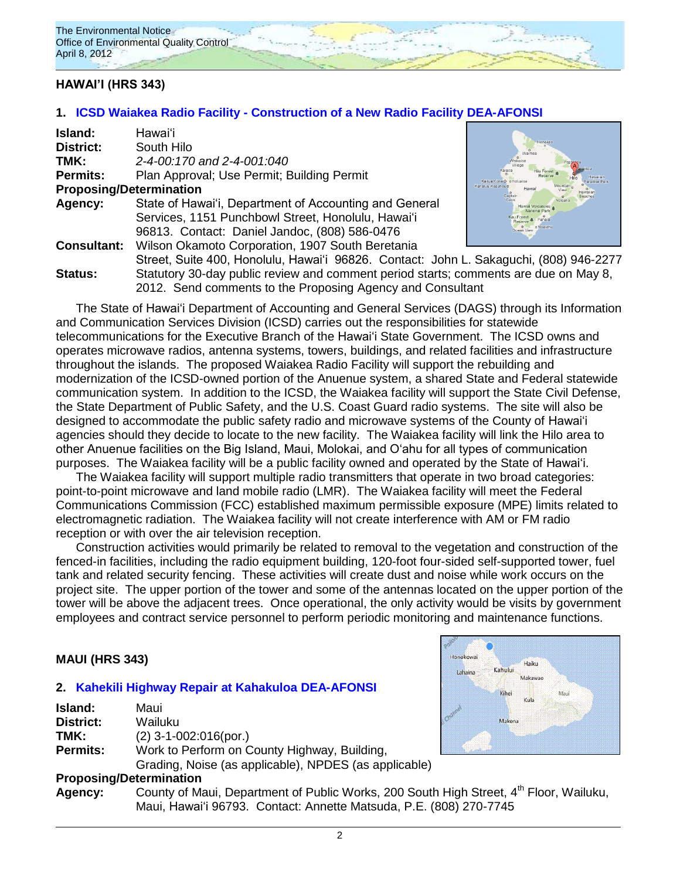## HAWAI'I (HRS 343)

### 1. ICSD Waiakea Radio Facility - Construction of a New Radio Facility DEA-AFONSI

**Island:** Hawai'i
**District:** South Hilo
**TMK:** *2-4-00:170 and 2-4-001:040*
**Permits:** Plan Approval; Use Permit; Building Permit
**Proposing/Determination**
**Agency:** State of Hawai'i, Department of Accounting and General Services, 1151 Punchbowl Street, Honolulu, Hawai'i 96813. Contact: Daniel Jandoc, (808) 586-0476
**Consultant:** Wilson Okamoto Corporation, 1907 South Beretania Street, Suite 400, Honolulu, Hawai'i 96826. Contact: John L. Sakaguchi, (808) 946-2277
**Status:** Statutory 30-day public review and comment period starts; comments are due on May 8, 2012. Send comments to the Proposing Agency and Consultant

The State of Hawai'i Department of Accounting and General Services (DAGS) through its Information and Communication Services Division (ICSD) carries out the responsibilities for statewide telecommunications for the Executive Branch of the Hawai'i State Government. The ICSD owns and operates microwave radios, antenna systems, towers, buildings, and related facilities and infrastructure throughout the islands. The proposed Waiakea Radio Facility will support the rebuilding and modernization of the ICSD-owned portion of the Anuenue system, a shared State and Federal statewide communication system. In addition to the ICSD, the Waiakea facility will support the State Civil Defense, the State Department of Public Safety, and the U.S. Coast Guard radio systems. The site will also be designed to accommodate the public safety radio and microwave systems of the County of Hawai'i agencies should they decide to locate to the new facility. The Waiakea facility will link the Hilo area to other Anuenue facilities on the Big Island, Maui, Molokai, and O'ahu for all types of communication purposes. The Waiakea facility will be a public facility owned and operated by the State of Hawai'i.

The Waiakea facility will support multiple radio transmitters that operate in two broad categories: point-to-point microwave and land mobile radio (LMR). The Waiakea facility will meet the Federal Communications Commission (FCC) established maximum permissible exposure (MPE) limits related to electromagnetic radiation. The Waiakea facility will not create interference with AM or FM radio reception or with over the air television reception.

Construction activities would primarily be related to removal to the vegetation and construction of the fenced-in facilities, including the radio equipment building, 120-foot four-sided self-supported tower, fuel tank and related security fencing. These activities will create dust and noise while work occurs on the project site. The upper portion of the tower and some of the antennas located on the upper portion of the tower will be above the adjacent trees. Once operational, the only activity would be visits by government employees and contract service personnel to perform periodic monitoring and maintenance functions.

## MAUI (HRS 343)

### 2. Kahekili Highway Repair at Kahakuloa DEA-AFONSI

**Island:** Maui
**District:** Wailuku
**TMK:** (2) 3-1-002:016(por.)
**Permits:** Work to Perform on County Highway, Building, Grading, Noise (as applicable), NPDES (as applicable)
**Proposing/Determination**
**Agency:** County of Maui, Department of Public Works, 200 South High Street, 4th Floor, Wailuku, Maui, Hawai'i 96793. Contact: Annette Matsuda, P.E. (808) 270-7745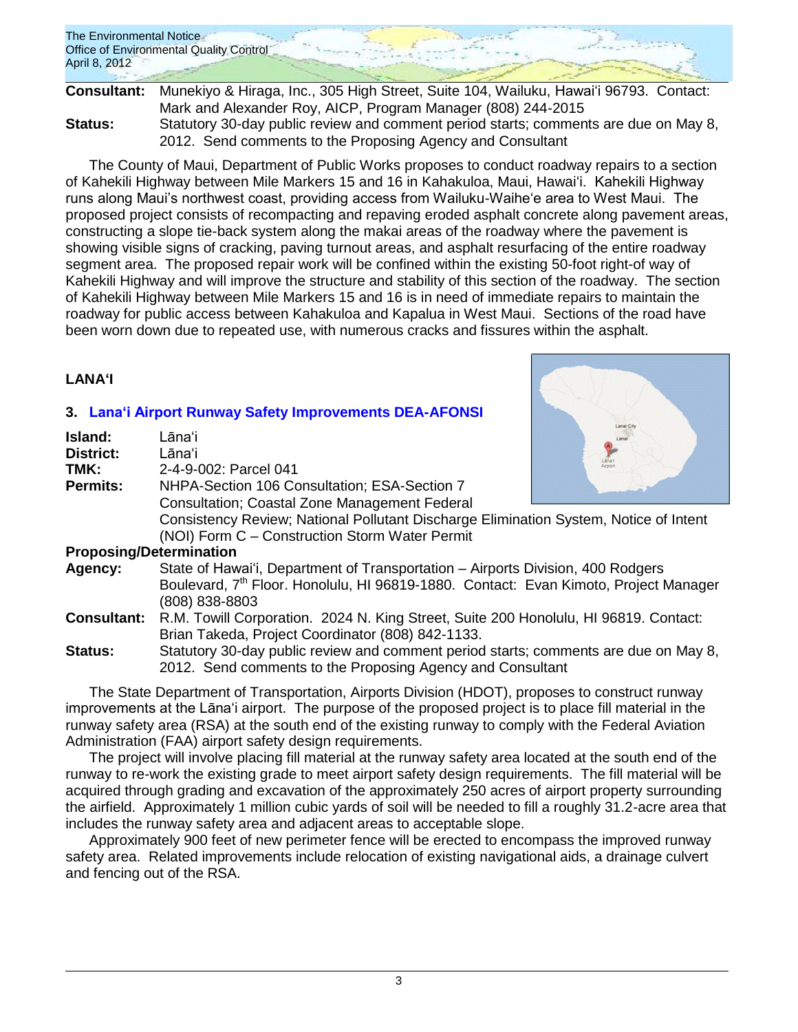**Consultant:** Munekiyo & Hiraga, Inc., 305 High Street, Suite 104, Wailuku, Hawaiʻi 96793. Contact: Mark and Alexander Roy, AICP, Program Manager (808) 244-2015

**Status:** Statutory 30-day public review and comment period starts; comments are due on May 8, 2012. Send comments to the Proposing Agency and Consultant

The County of Maui, Department of Public Works proposes to conduct roadway repairs to a section of Kahekili Highway between Mile Markers 15 and 16 in Kahakuloa, Maui, Hawaiʻi. Kahekili Highway runs along Maui's northwest coast, providing access from Wailuku-Waiheʻe area to West Maui. The proposed project consists of recompacting and repaving eroded asphalt concrete along pavement areas, constructing a slope tie-back system along the makai areas of the roadway where the pavement is showing visible signs of cracking, paving turnout areas, and asphalt resurfacing of the entire roadway segment area. The proposed repair work will be confined within the existing 50-foot right-of way of Kahekili Highway and will improve the structure and stability of this section of the roadway. The section of Kahekili Highway between Mile Markers 15 and 16 is in need of immediate repairs to maintain the roadway for public access between Kahakuloa and Kapalua in West Maui. Sections of the road have been worn down due to repeated use, with numerous cracks and fissures within the asphalt.

## LANAʻI

### 3. Lanaʻi Airport Runway Safety Improvements DEA-AFONSI

**Island:** Lānaʻi

**District:** Lānaʻi

**TMK:** 2-4-9-002: Parcel 041

**Permits:** NHPA-Section 106 Consultation; ESA-Section 7 Consultation; Coastal Zone Management Federal Consistency Review; National Pollutant Discharge Elimination System, Notice of Intent (NOI) Form C – Construction Storm Water Permit

**Proposing/Determination Agency:** State of Hawaiʻi, Department of Transportation – Airports Division, 400 Rodgers Boulevard, 7th Floor. Honolulu, HI 96819-1880. Contact: Evan Kimoto, Project Manager (808) 838-8803

**Consultant:** R.M. Towill Corporation. 2024 N. King Street, Suite 200 Honolulu, HI 96819. Contact: Brian Takeda, Project Coordinator (808) 842-1133.

**Status:** Statutory 30-day public review and comment period starts; comments are due on May 8, 2012. Send comments to the Proposing Agency and Consultant

The State Department of Transportation, Airports Division (HDOT), proposes to construct runway improvements at the Lānaʻi airport. The purpose of the proposed project is to place fill material in the runway safety area (RSA) at the south end of the existing runway to comply with the Federal Aviation Administration (FAA) airport safety design requirements.

The project will involve placing fill material at the runway safety area located at the south end of the runway to re-work the existing grade to meet airport safety design requirements. The fill material will be acquired through grading and excavation of the approximately 250 acres of airport property surrounding the airfield. Approximately 1 million cubic yards of soil will be needed to fill a roughly 31.2-acre area that includes the runway safety area and adjacent areas to acceptable slope.

Approximately 900 feet of new perimeter fence will be erected to encompass the improved runway safety area. Related improvements include relocation of existing navigational aids, a drainage culvert and fencing out of the RSA.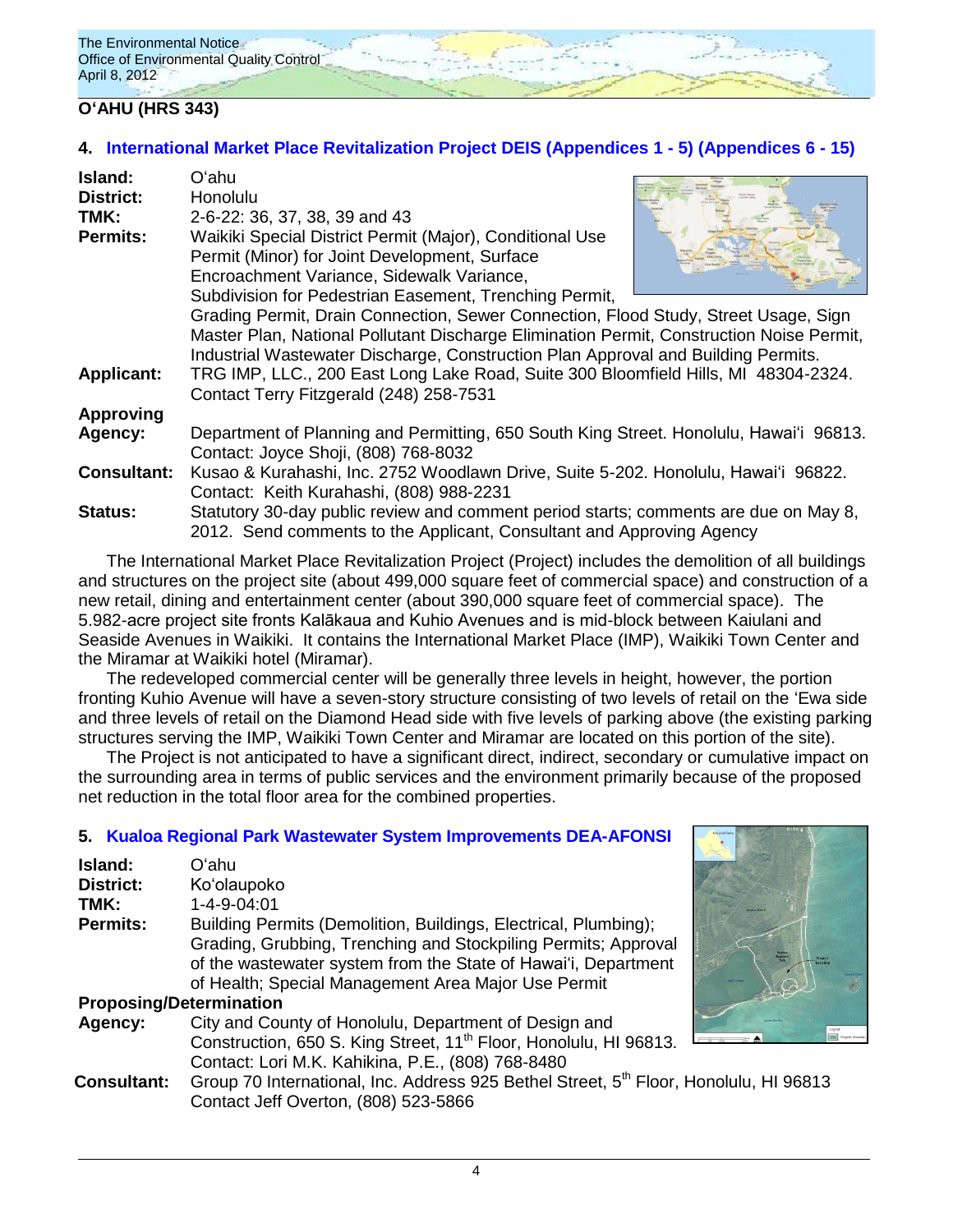## O'AHU (HRS 343)

### 4. International Market Place Revitalization Project DEIS (Appendices 1 - 5) (Appendices 6 - 15)

**Island:** O'ahu
**District:** Honolulu
**TMK:** 2-6-22: 36, 37, 38, 39 and 43
**Permits:** Waikiki Special District Permit (Major), Conditional Use Permit (Minor) for Joint Development, Surface Encroachment Variance, Sidewalk Variance, Subdivision for Pedestrian Easement, Trenching Permit, Grading Permit, Drain Connection, Sewer Connection, Flood Study, Street Usage, Sign Master Plan, National Pollutant Discharge Elimination Permit, Construction Noise Permit, Industrial Wastewater Discharge, Construction Plan Approval and Building Permits.
**Applicant:** TRG IMP, LLC., 200 East Long Lake Road, Suite 300 Bloomfield Hills, MI 48304-2324. Contact Terry Fitzgerald (248) 258-7531
**Approving Agency:** Department of Planning and Permitting, 650 South King Street. Honolulu, Hawai'i 96813. Contact: Joyce Shoji, (808) 768-8032
**Consultant:** Kusao & Kurahashi, Inc. 2752 Woodlawn Drive, Suite 5-202. Honolulu, Hawai'i 96822. Contact: Keith Kurahashi, (808) 988-2231
**Status:** Statutory 30-day public review and comment period starts; comments are due on May 8, 2012. Send comments to the Applicant, Consultant and Approving Agency

The International Market Place Revitalization Project (Project) includes the demolition of all buildings and structures on the project site (about 499,000 square feet of commercial space) and construction of a new retail, dining and entertainment center (about 390,000 square feet of commercial space). The 5.982-acre project site fronts Kalākaua and Kuhio Avenues and is mid-block between Kaiulani and Seaside Avenues in Waikiki. It contains the International Market Place (IMP), Waikiki Town Center and the Miramar at Waikiki hotel (Miramar).

The redeveloped commercial center will be generally three levels in height, however, the portion fronting Kuhio Avenue will have a seven-story structure consisting of two levels of retail on the 'Ewa side and three levels of retail on the Diamond Head side with five levels of parking above (the existing parking structures serving the IMP, Waikiki Town Center and Miramar are located on this portion of the site).

The Project is not anticipated to have a significant direct, indirect, secondary or cumulative impact on the surrounding area in terms of public services and the environment primarily because of the proposed net reduction in the total floor area for the combined properties.

### 5. Kualoa Regional Park Wastewater System Improvements DEA-AFONSI

**Island:** O'ahu
**District:** Ko'olaupoko
**TMK:** 1-4-9-04:01
**Permits:** Building Permits (Demolition, Buildings, Electrical, Plumbing); Grading, Grubbing, Trenching and Stockpiling Permits; Approval of the wastewater system from the State of Hawai'i, Department of Health; Special Management Area Major Use Permit
**Proposing/Determination Agency:** City and County of Honolulu, Department of Design and Construction, 650 S. King Street, 11th Floor, Honolulu, HI 96813. Contact: Lori M.K. Kahikina, P.E., (808) 768-8480
**Consultant:** Group 70 International, Inc. Address 925 Bethel Street, 5th Floor, Honolulu, HI 96813 Contact Jeff Overton, (808) 523-5866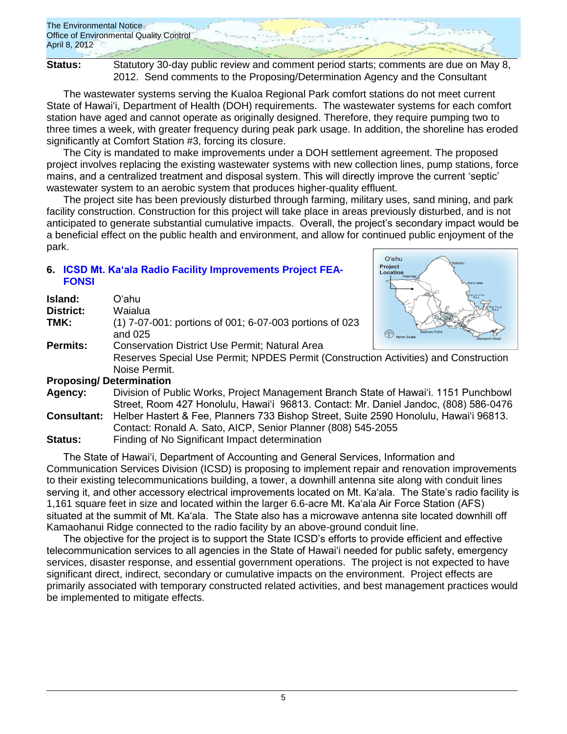**Status:** Statutory 30-day public review and comment period starts; comments are due on May 8, 2012. Send comments to the Proposing/Determination Agency and the Consultant

The wastewater systems serving the Kualoa Regional Park comfort stations do not meet current State of Hawaiʻi, Department of Health (DOH) requirements. The wastewater systems for each comfort station have aged and cannot operate as originally designed. Therefore, they require pumping two to three times a week, with greater frequency during peak park usage. In addition, the shoreline has eroded significantly at Comfort Station #3, forcing its closure.

The City is mandated to make improvements under a DOH settlement agreement. The proposed project involves replacing the existing wastewater systems with new collection lines, pump stations, force mains, and a centralized treatment and disposal system. This will directly improve the current 'septic' wastewater system to an aerobic system that produces higher-quality effluent.

The project site has been previously disturbed through farming, military uses, sand mining, and park facility construction. Construction for this project will take place in areas previously disturbed, and is not anticipated to generate substantial cumulative impacts. Overall, the project's secondary impact would be a beneficial effect on the public health and environment, and allow for continued public enjoyment of the park.

## 6. ICSD Mt. Kaʻala Radio Facility Improvements Project FEA-FONSI

**Island:** Oʻahu
**District:** Waialua
**TMK:** (1) 7-07-001: portions of 001; 6-07-003 portions of 023 and 025
**Permits:** Conservation District Use Permit; Natural Area Reserves Special Use Permit; NPDES Permit (Construction Activities) and Construction Noise Permit.
**Proposing/ Determination Agency:** Division of Public Works, Project Management Branch State of Hawaiʻi. 1151 Punchbowl Street, Room 427 Honolulu, Hawaiʻi 96813. Contact: Mr. Daniel Jandoc, (808) 586-0476
**Consultant:** Helber Hastert & Fee, Planners 733 Bishop Street, Suite 2590 Honolulu, Hawaiʻi 96813. Contact: Ronald A. Sato, AICP, Senior Planner (808) 545-2055
**Status:** Finding of No Significant Impact determination

The State of Hawaiʻi, Department of Accounting and General Services, Information and Communication Services Division (ICSD) is proposing to implement repair and renovation improvements to their existing telecommunications building, a tower, a downhill antenna site along with conduit lines serving it, and other accessory electrical improvements located on Mt. Kaʻala. The State's radio facility is 1,161 square feet in size and located within the larger 6.6-acre Mt. Kaʻala Air Force Station (AFS) situated at the summit of Mt. Kaʻala. The State also has a microwave antenna site located downhill off Kamaohanui Ridge connected to the radio facility by an above-ground conduit line.

The objective for the project is to support the State ICSD's efforts to provide efficient and effective telecommunication services to all agencies in the State of Hawaiʻi needed for public safety, emergency services, disaster response, and essential government operations. The project is not expected to have significant direct, indirect, secondary or cumulative impacts on the environment. Project effects are primarily associated with temporary constructed related activities, and best management practices would be implemented to mitigate effects.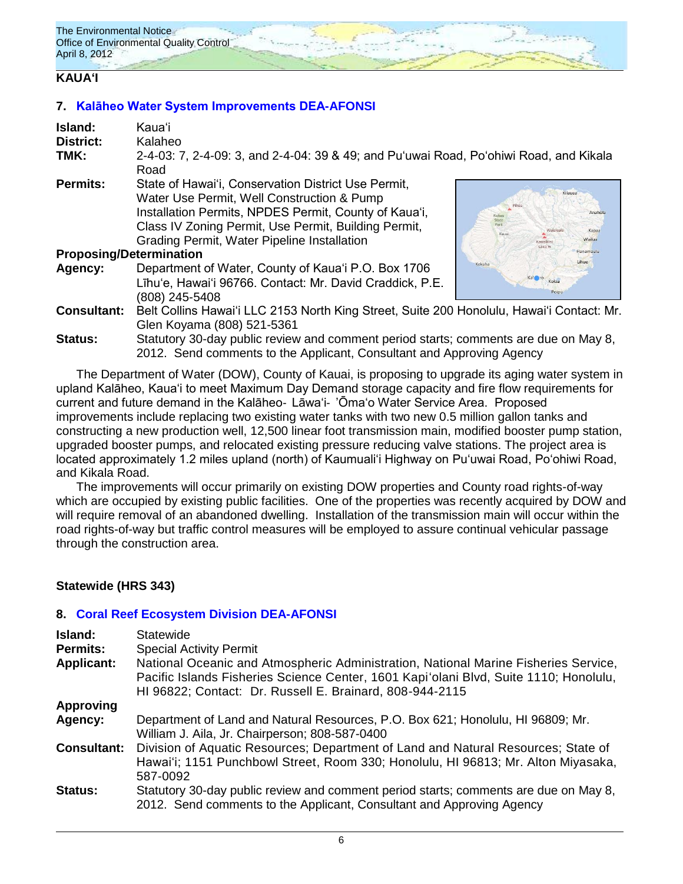## KAUAʻI

### 7. Kalāheo Water System Improvements DEA-AFONSI

**Island:** Kauaʻi
**District:** Kalaheo
**TMK:** 2-4-03: 7, 2-4-09: 3, and 2-4-04: 39 & 49; and Puʻuwai Road, Poʻohiwi Road, and Kikala Road
**Permits:** State of Hawaiʻi, Conservation District Use Permit, Water Use Permit, Well Construction & Pump Installation Permits, NPDES Permit, County of Kauaʻi, Class IV Zoning Permit, Use Permit, Building Permit, Grading Permit, Water Pipeline Installation
**Proposing/Determination Agency:** Department of Water, County of Kauaʻi P.O. Box 1706 Līhuʻe, Hawaiʻi 96766. Contact: Mr. David Craddick, P.E. (808) 245-5408
**Consultant:** Belt Collins Hawaiʻi LLC 2153 North King Street, Suite 200 Honolulu, Hawaiʻi Contact: Mr. Glen Koyama (808) 521-5361
**Status:** Statutory 30-day public review and comment period starts; comments are due on May 8, 2012. Send comments to the Applicant, Consultant and Approving Agency

The Department of Water (DOW), County of Kauai, is proposing to upgrade its aging water system in upland Kalāheo, Kauaʻi to meet Maximum Day Demand storage capacity and fire flow requirements for current and future demand in the Kalāheo- Lāwaʻi- ʼŌmaʻo Water Service Area. Proposed improvements include replacing two existing water tanks with two new 0.5 million gallon tanks and constructing a new production well, 12,500 linear foot transmission main, modified booster pump station, upgraded booster pumps, and relocated existing pressure reducing valve stations. The project area is located approximately 1.2 miles upland (north) of Kaumualiʻi Highway on Puʻuwai Road, Poʻohiwi Road, and Kikala Road.

The improvements will occur primarily on existing DOW properties and County road rights-of-way which are occupied by existing public facilities. One of the properties was recently acquired by DOW and will require removal of an abandoned dwelling. Installation of the transmission main will occur within the road rights-of-way but traffic control measures will be employed to assure continual vehicular passage through the construction area.

## Statewide (HRS 343)

### 8. Coral Reef Ecosystem Division DEA-AFONSI

**Island:** Statewide
**Permits:** Special Activity Permit
**Applicant:** National Oceanic and Atmospheric Administration, National Marine Fisheries Service, Pacific Islands Fisheries Science Center, 1601 Kapiʻolani Blvd, Suite 1110; Honolulu, HI 96822; Contact: Dr. Russell E. Brainard, 808-944-2115
**Approving Agency:** Department of Land and Natural Resources, P.O. Box 621; Honolulu, HI 96809; Mr. William J. Aila, Jr. Chairperson; 808-587-0400
**Consultant:** Division of Aquatic Resources; Department of Land and Natural Resources; State of Hawaiʻi; 1151 Punchbowl Street, Room 330; Honolulu, HI 96813; Mr. Alton Miyasaka, 587-0092
**Status:** Statutory 30-day public review and comment period starts; comments are due on May 8, 2012. Send comments to the Applicant, Consultant and Approving Agency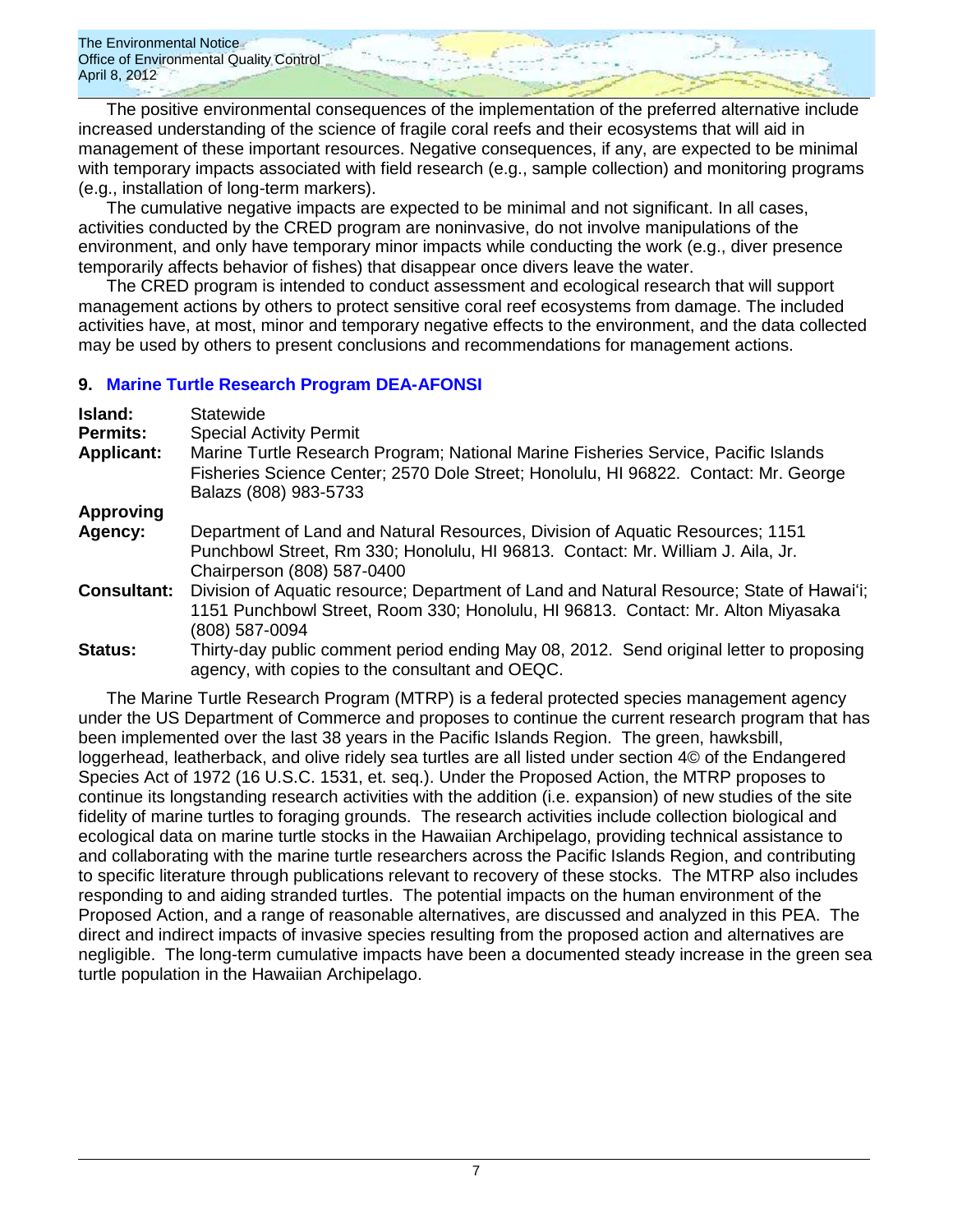The positive environmental consequences of the implementation of the preferred alternative include increased understanding of the science of fragile coral reefs and their ecosystems that will aid in management of these important resources. Negative consequences, if any, are expected to be minimal with temporary impacts associated with field research (e.g., sample collection) and monitoring programs (e.g., installation of long-term markers).

The cumulative negative impacts are expected to be minimal and not significant. In all cases, activities conducted by the CRED program are noninvasive, do not involve manipulations of the environment, and only have temporary minor impacts while conducting the work (e.g., diver presence temporarily affects behavior of fishes) that disappear once divers leave the water.

The CRED program is intended to conduct assessment and ecological research that will support management actions by others to protect sensitive coral reef ecosystems from damage. The included activities have, at most, minor and temporary negative effects to the environment, and the data collected may be used by others to present conclusions and recommendations for management actions.

## 9. Marine Turtle Research Program DEA-AFONSI

**Island:** Statewide

**Permits:** Special Activity Permit

**Applicant:** Marine Turtle Research Program; National Marine Fisheries Service, Pacific Islands Fisheries Science Center; 2570 Dole Street; Honolulu, HI 96822. Contact: Mr. George Balazs (808) 983-5733

**Approving Agency:** Department of Land and Natural Resources, Division of Aquatic Resources; 1151 Punchbowl Street, Rm 330; Honolulu, HI 96813. Contact: Mr. William J. Aila, Jr. Chairperson (808) 587-0400

**Consultant:** Division of Aquatic resource; Department of Land and Natural Resource; State of Hawai'i; 1151 Punchbowl Street, Room 330; Honolulu, HI 96813. Contact: Mr. Alton Miyasaka (808) 587-0094

**Status:** Thirty-day public comment period ending May 08, 2012. Send original letter to proposing agency, with copies to the consultant and OEQC.

The Marine Turtle Research Program (MTRP) is a federal protected species management agency under the US Department of Commerce and proposes to continue the current research program that has been implemented over the last 38 years in the Pacific Islands Region. The green, hawksbill, loggerhead, leatherback, and olive ridely sea turtles are all listed under section 4© of the Endangered Species Act of 1972 (16 U.S.C. 1531, et. seq.). Under the Proposed Action, the MTRP proposes to continue its longstanding research activities with the addition (i.e. expansion) of new studies of the site fidelity of marine turtles to foraging grounds. The research activities include collection biological and ecological data on marine turtle stocks in the Hawaiian Archipelago, providing technical assistance to and collaborating with the marine turtle researchers across the Pacific Islands Region, and contributing to specific literature through publications relevant to recovery of these stocks. The MTRP also includes responding to and aiding stranded turtles. The potential impacts on the human environment of the Proposed Action, and a range of reasonable alternatives, are discussed and analyzed in this PEA. The direct and indirect impacts of invasive species resulting from the proposed action and alternatives are negligible. The long-term cumulative impacts have been a documented steady increase in the green sea turtle population in the Hawaiian Archipelago.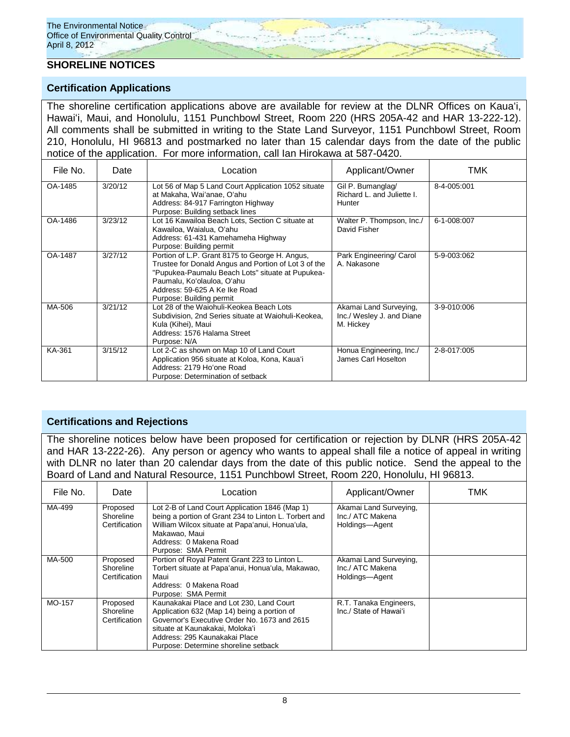## SHORELINE NOTICES

### Certification Applications

The shoreline certification applications above are available for review at the DLNR Offices on Kaua'i, Hawai'i, Maui, and Honolulu, 1151 Punchbowl Street, Room 220 (HRS 205A-42 and HAR 13-222-12). All comments shall be submitted in writing to the State Land Surveyor, 1151 Punchbowl Street, Room 210, Honolulu, HI 96813 and postmarked no later than 15 calendar days from the date of the public notice of the application. For more information, call Ian Hirokawa at 587-0420.

| File No. | Date | Location | Applicant/Owner | TMK |
|---|---|---|---|---|
| OA-1485 | 3/20/12 | Lot 56 of Map 5 Land Court Application 1052 situate at Makaha, Wai'anae, O'ahu<br>Address: 84-917 Farrington Highway<br>Purpose: Building setback lines | Gil P. Bumanglag/ Richard L. and Juliette I. Hunter | 8-4-005:001 |
| OA-1486 | 3/23/12 | Lot 16 Kawailoa Beach Lots, Section C situate at Kawailoa, Waialua, O'ahu<br>Address: 61-431 Kamehameha Highway<br>Purpose: Building permit | Walter P. Thompson, Inc./ David Fisher | 6-1-008:007 |
| OA-1487 | 3/27/12 | Portion of L.P. Grant 8175 to George H. Angus, Trustee for Donald Angus and Portion of Lot 3 of the "Pupukea-Paumalu Beach Lots" situate at Pupukea-Paumalu, Ko'olauloa, O'ahu<br>Address: 59-625 A Ke Ike Road<br>Purpose: Building permit | Park Engineering/ Carol A. Nakasone | 5-9-003:062 |
| MA-506 | 3/21/12 | Lot 28 of the Waiohuli-Keokea Beach Lots Subdivision, 2nd Series situate at Waiohuli-Keokea, Kula (Kihei), Maui<br>Address: 1576 Halama Street<br>Purpose: N/A | Akamai Land Surveying, Inc./ Wesley J. and Diane M. Hickey | 3-9-010:006 |
| KA-361 | 3/15/12 | Lot 2-C as shown on Map 10 of Land Court Application 956 situate at Koloa, Kona, Kaua'i<br>Address: 2179 Ho'one Road<br>Purpose: Determination of setback | Honua Engineering, Inc./ James Carl Hoselton | 2-8-017:005 |

### Certifications and Rejections

The shoreline notices below have been proposed for certification or rejection by DLNR (HRS 205A-42 and HAR 13-222-26). Any person or agency who wants to appeal shall file a notice of appeal in writing with DLNR no later than 20 calendar days from the date of this public notice. Send the appeal to the Board of Land and Natural Resource, 1151 Punchbowl Street, Room 220, Honolulu, HI 96813.

| File No. | Date | Location | Applicant/Owner | TMK |
|---|---|---|---|---|
| MA-499 | Proposed Shoreline Certification | Lot 2-B of Land Court Application 1846 (Map 1) being a portion of Grant 234 to Linton L. Torbert and William Wilcox situate at Papa'anui, Honua'ula, Makawao, Maui<br>Address: 0 Makena Road<br>Purpose: SMA Permit | Akamai Land Surveying, Inc./ ATC Makena Holdings—Agent | |
| MA-500 | Proposed Shoreline Certification | Portion of Royal Patent Grant 223 to Linton L. Torbert situate at Papa'anui, Honua'ula, Makawao, Maui<br>Address: 0 Makena Road<br>Purpose: SMA Permit | Akamai Land Surveying, Inc./ ATC Makena Holdings—Agent | |
| MO-157 | Proposed Shoreline Certification | Kaunakakai Place and Lot 230, Land Court Application 632 (Map 14) being a portion of Governor's Executive Order No. 1673 and 2615 situate at Kaunakakai, Moloka'i<br>Address: 295 Kaunakakai Place<br>Purpose: Determine shoreline setback | R.T. Tanaka Engineers, Inc./ State of Hawai'i | |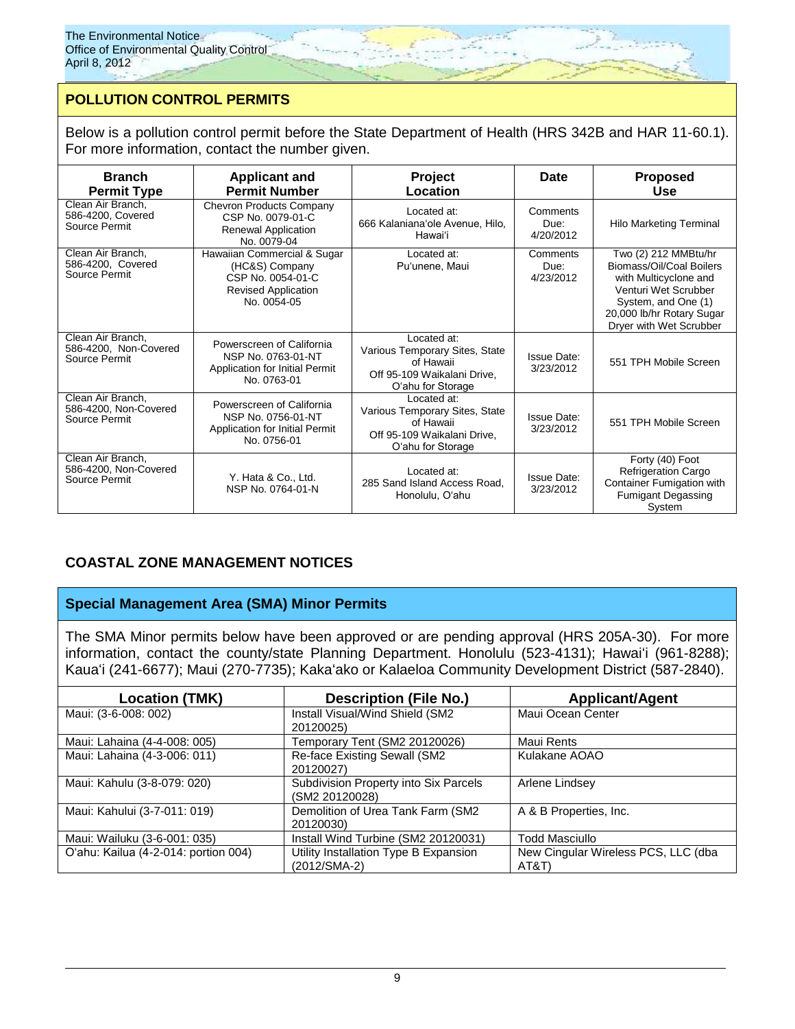## POLLUTION CONTROL PERMITS

Below is a pollution control permit before the State Department of Health (HRS 342B and HAR 11-60.1). For more information, contact the number given.

| Branch Permit Type | Applicant and Permit Number | Project Location | Date | Proposed Use |
|---|---|---|---|---|
| Clean Air Branch, 586-4200, Covered Source Permit | Chevron Products Company CSP No. 0079-01-C Renewal Application No. 0079-04 | Located at: 666 Kalaniana'ole Avenue, Hilo, Hawai'i | Comments Due: 4/20/2012 | Hilo Marketing Terminal |
| Clean Air Branch, 586-4200, Covered Source Permit | Hawaiian Commercial & Sugar (HC&S) Company CSP No. 0054-01-C Revised Application No. 0054-05 | Located at: Pu'unene, Maui | Comments Due: 4/23/2012 | Two (2) 212 MMBtu/hr Biomass/Oil/Coal Boilers with Multicyclone and Venturi Wet Scrubber System, and One (1) 20,000 lb/hr Rotary Sugar Dryer with Wet Scrubber |
| Clean Air Branch, 586-4200, Non-Covered Source Permit | Powerscreen of California NSP No. 0763-01-NT Application for Initial Permit No. 0763-01 | Located at: Various Temporary Sites, State of Hawaii Off 95-109 Waikalani Drive, O'ahu for Storage | Issue Date: 3/23/2012 | 551 TPH Mobile Screen |
| Clean Air Branch, 586-4200, Non-Covered Source Permit | Powerscreen of California NSP No. 0756-01-NT Application for Initial Permit No. 0756-01 | Located at: Various Temporary Sites, State of Hawaii Off 95-109 Waikalani Drive, O'ahu for Storage | Issue Date: 3/23/2012 | 551 TPH Mobile Screen |
| Clean Air Branch, 586-4200, Non-Covered Source Permit | Y. Hata & Co., Ltd. NSP No. 0764-01-N | Located at: 285 Sand Island Access Road, Honolulu, O'ahu | Issue Date: 3/23/2012 | Forty (40) Foot Refrigeration Cargo Container Fumigation with Fumigant Degassing System |

## COASTAL ZONE MANAGEMENT NOTICES

### Special Management Area (SMA) Minor Permits

The SMA Minor permits below have been approved or are pending approval (HRS 205A-30). For more information, contact the county/state Planning Department. Honolulu (523-4131); Hawai'i (961-8288); Kaua'i (241-6677); Maui (270-7735); Kaka'ako or Kalaeloa Community Development District (587-2840).

| Location (TMK) | Description (File No.) | Applicant/Agent |
|---|---|---|
| Maui: (3-6-008: 002) | Install Visual/Wind Shield (SM2 20120025) | Maui Ocean Center |
| Maui: Lahaina (4-4-008: 005) | Temporary Tent (SM2 20120026) | Maui Rents |
| Maui: Lahaina (4-3-006: 011) | Re-face Existing Sewall (SM2 20120027) | Kulakane AOAO |
| Maui: Kahulu (3-8-079: 020) | Subdivision Property into Six Parcels (SM2 20120028) | Arlene Lindsey |
| Maui: Kahului (3-7-011: 019) | Demolition of Urea Tank Farm (SM2 20120030) | A & B Properties, Inc. |
| Maui: Wailuku (3-6-001: 035) | Install Wind Turbine (SM2 20120031) | Todd Masciullo |
| O'ahu: Kailua (4-2-014: portion 004) | Utility Installation Type B Expansion (2012/SMA-2) | New Cingular Wireless PCS, LLC (dba AT&T) |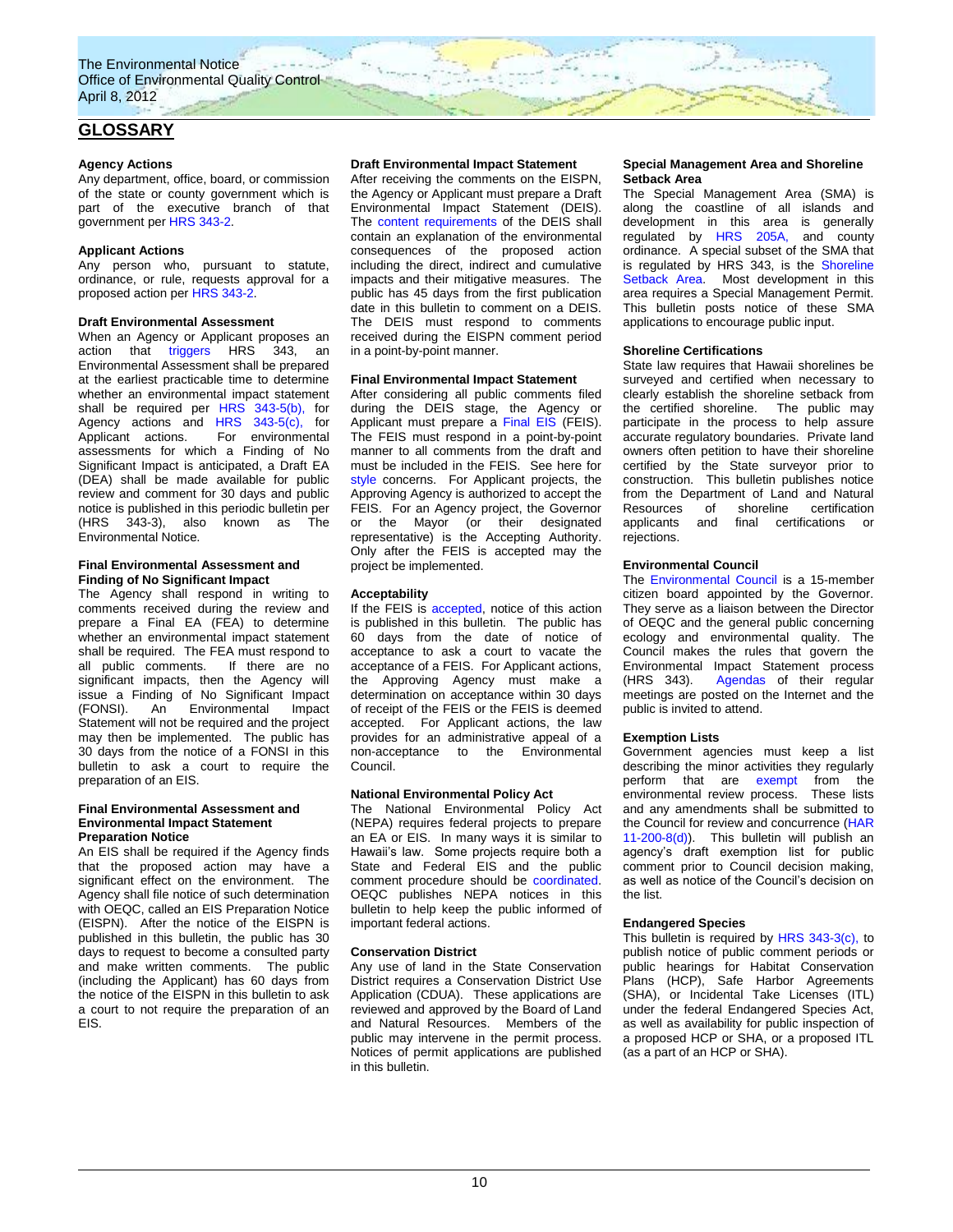## GLOSSARY

### Agency Actions

Any department, office, board, or commission of the state or county government which is part of the executive branch of that government per HRS 343-2.

### Applicant Actions

Any person who, pursuant to statute, ordinance, or rule, requests approval for a proposed action per HRS 343-2.

### Draft Environmental Assessment

When an Agency or Applicant proposes an action that triggers HRS 343, an Environmental Assessment shall be prepared at the earliest practicable time to determine whether an environmental impact statement shall be required per HRS 343-5(b), for Agency actions and HRS 343-5(c), for Applicant actions. For environmental assessments for which a Finding of No Significant Impact is anticipated, a Draft EA (DEA) shall be made available for public review and comment for 30 days and public notice is published in this periodic bulletin per (HRS 343-3), also known as The Environmental Notice.

### Final Environmental Assessment and Finding of No Significant Impact

The Agency shall respond in writing to comments received during the review and prepare a Final EA (FEA) to determine whether an environmental impact statement shall be required. The FEA must respond to all public comments. If there are no significant impacts, then the Agency will issue a Finding of No Significant Impact (FONSI). An Environmental Impact Statement will not be required and the project may then be implemented. The public has 30 days from the notice of a FONSI in this bulletin to ask a court to require the preparation of an EIS.

### Final Environmental Assessment and Environmental Impact Statement Preparation Notice

An EIS shall be required if the Agency finds that the proposed action may have a significant effect on the environment. The Agency shall file notice of such determination with OEQC, called an EIS Preparation Notice (EISPN). After the notice of the EISPN is published in this bulletin, the public has 30 days to request to become a consulted party and make written comments. The public (including the Applicant) has 60 days from the notice of the EISPN in this bulletin to ask a court to not require the preparation of an EIS.

### Draft Environmental Impact Statement

After receiving the comments on the EISPN, the Agency or Applicant must prepare a Draft Environmental Impact Statement (DEIS). The content requirements of the DEIS shall contain an explanation of the environmental consequences of the proposed action including the direct, indirect and cumulative impacts and their mitigative measures. The public has 45 days from the first publication date in this bulletin to comment on a DEIS. The DEIS must respond to comments received during the EISPN comment period in a point-by-point manner.

### Final Environmental Impact Statement

After considering all public comments filed during the DEIS stage, the Agency or Applicant must prepare a Final EIS (FEIS). The FEIS must respond in a point-by-point manner to all comments from the draft and must be included in the FEIS. See here for style concerns. For Applicant projects, the Approving Agency is authorized to accept the FEIS. For an Agency project, the Governor or the Mayor (or their designated representative) is the Accepting Authority. Only after the FEIS is accepted may the project be implemented.

### Acceptability

If the FEIS is accepted, notice of this action is published in this bulletin. The public has 60 days from the date of notice of acceptance to ask a court to vacate the acceptance of a FEIS. For Applicant actions, the Approving Agency must make a determination on acceptance within 30 days of receipt of the FEIS or the FEIS is deemed accepted. For Applicant actions, the law provides for an administrative appeal of a non-acceptance to the Environmental Council.

### National Environmental Policy Act

The National Environmental Policy Act (NEPA) requires federal projects to prepare an EA or EIS. In many ways it is similar to Hawaii's law. Some projects require both a State and Federal EIS and the public comment procedure should be coordinated. OEQC publishes NEPA notices in this bulletin to help keep the public informed of important federal actions.

### Conservation District

Any use of land in the State Conservation District requires a Conservation District Use Application (CDUA). These applications are reviewed and approved by the Board of Land and Natural Resources. Members of the public may intervene in the permit process. Notices of permit applications are published in this bulletin.

### Special Management Area and Shoreline Setback Area

The Special Management Area (SMA) is along the coastline of all islands and development in this area is generally regulated by HRS 205A, and county ordinance. A special subset of the SMA that is regulated by HRS 343, is the Shoreline Setback Area. Most development in this area requires a Special Management Permit. This bulletin posts notice of these SMA applications to encourage public input.

### Shoreline Certifications

State law requires that Hawaii shorelines be surveyed and certified when necessary to clearly establish the shoreline setback from the certified shoreline. The public may participate in the process to help assure accurate regulatory boundaries. Private land owners often petition to have their shoreline certified by the State surveyor prior to construction. This bulletin publishes notice from the Department of Land and Natural Resources of shoreline certification applicants and final certifications or rejections.

### Environmental Council

The Environmental Council is a 15-member citizen board appointed by the Governor. They serve as a liaison between the Director of OEQC and the general public concerning ecology and environmental quality. The Council makes the rules that govern the Environmental Impact Statement process (HRS 343). Agendas of their regular meetings are posted on the Internet and the public is invited to attend.

### Exemption Lists

Government agencies must keep a list describing the minor activities they regularly perform that are exempt from the environmental review process. These lists and any amendments shall be submitted to the Council for review and concurrence (HAR 11-200-8(d)). This bulletin will publish an agency's draft exemption list for public comment prior to Council decision making, as well as notice of the Council's decision on the list.

### Endangered Species

This bulletin is required by HRS 343-3(c), to publish notice of public comment periods or public hearings for Habitat Conservation Plans (HCP), Safe Harbor Agreements (SHA), or Incidental Take Licenses (ITL) under the federal Endangered Species Act, as well as availability for public inspection of a proposed HCP or SHA, or a proposed ITL (as a part of an HCP or SHA).